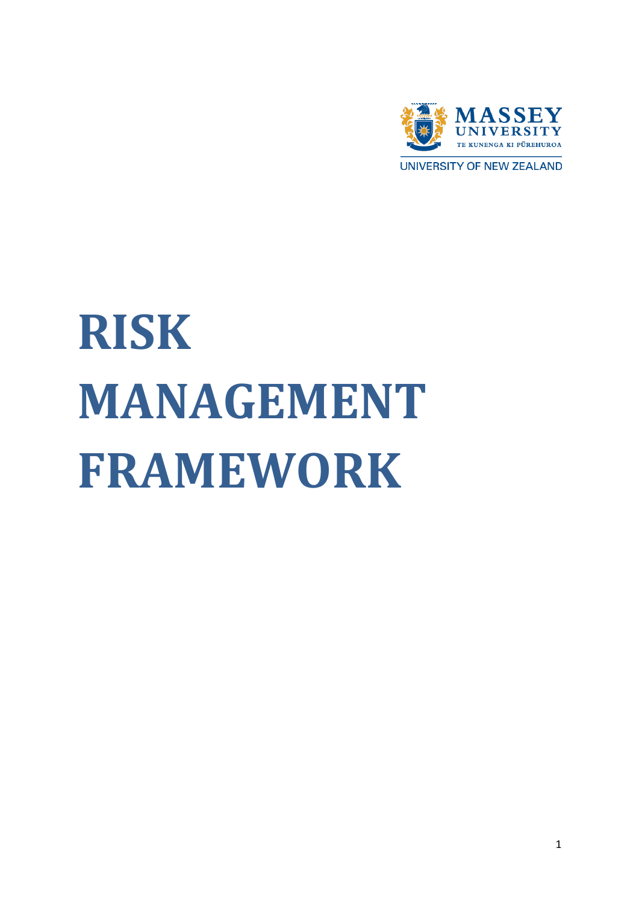MASSEY UNIVERSITY

TE KUNENGA KI PŪREHUROA

UNIVERSITY OF NEW ZEALAND

# RISK MANAGEMENT FRAMEWORK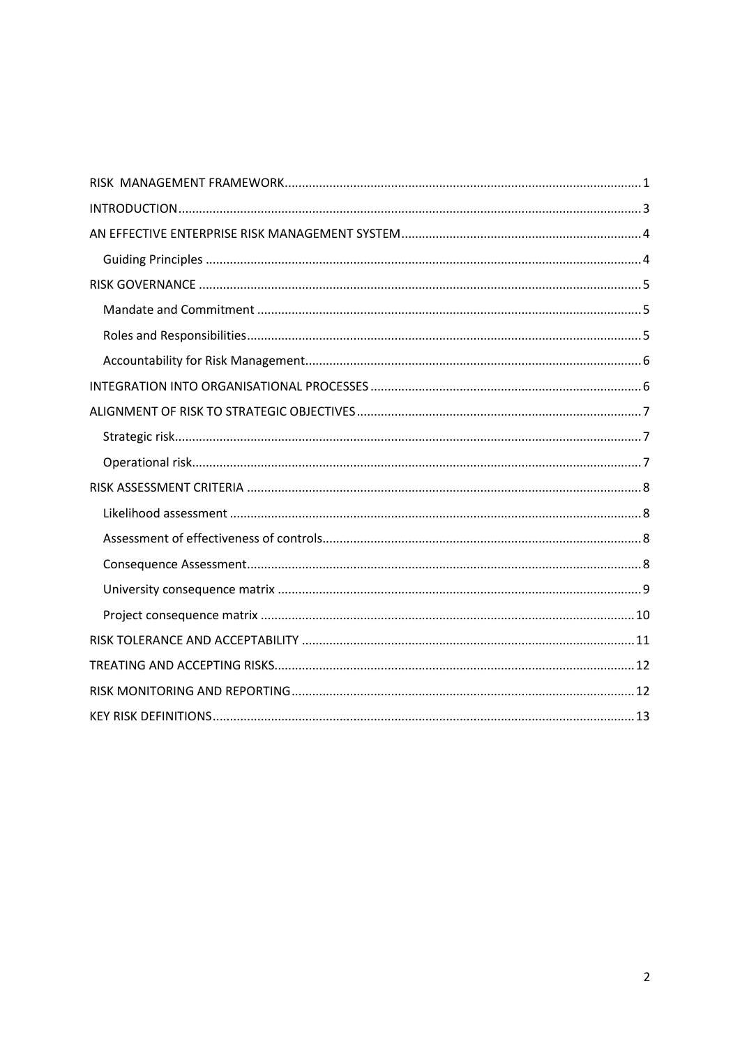RISK MANAGEMENT FRAMEWORK ........ 1

INTRODUCTION ........ 3

AN EFFECTIVE ENTERPRISE RISK MANAGEMENT SYSTEM ........ 4

- Guiding Principles ........ 4

RISK GOVERNANCE ........ 5

- Mandate and Commitment ........ 5
- Roles and Responsibilities ........ 5
- Accountability for Risk Management ........ 6

INTEGRATION INTO ORGANISATIONAL PROCESSES ........ 6

ALIGNMENT OF RISK TO STRATEGIC OBJECTIVES ........ 7

- Strategic risk ........ 7
- Operational risk ........ 7

RISK ASSESSMENT CRITERIA ........ 8

- Likelihood assessment ........ 8
- Assessment of effectiveness of controls ........ 8
- Consequence Assessment ........ 8
- University consequence matrix ........ 9
- Project consequence matrix ........ 10

RISK TOLERANCE AND ACCEPTABILITY ........ 11

TREATING AND ACCEPTING RISKS ........ 12

RISK MONITORING AND REPORTING ........ 12

KEY RISK DEFINITIONS ........ 13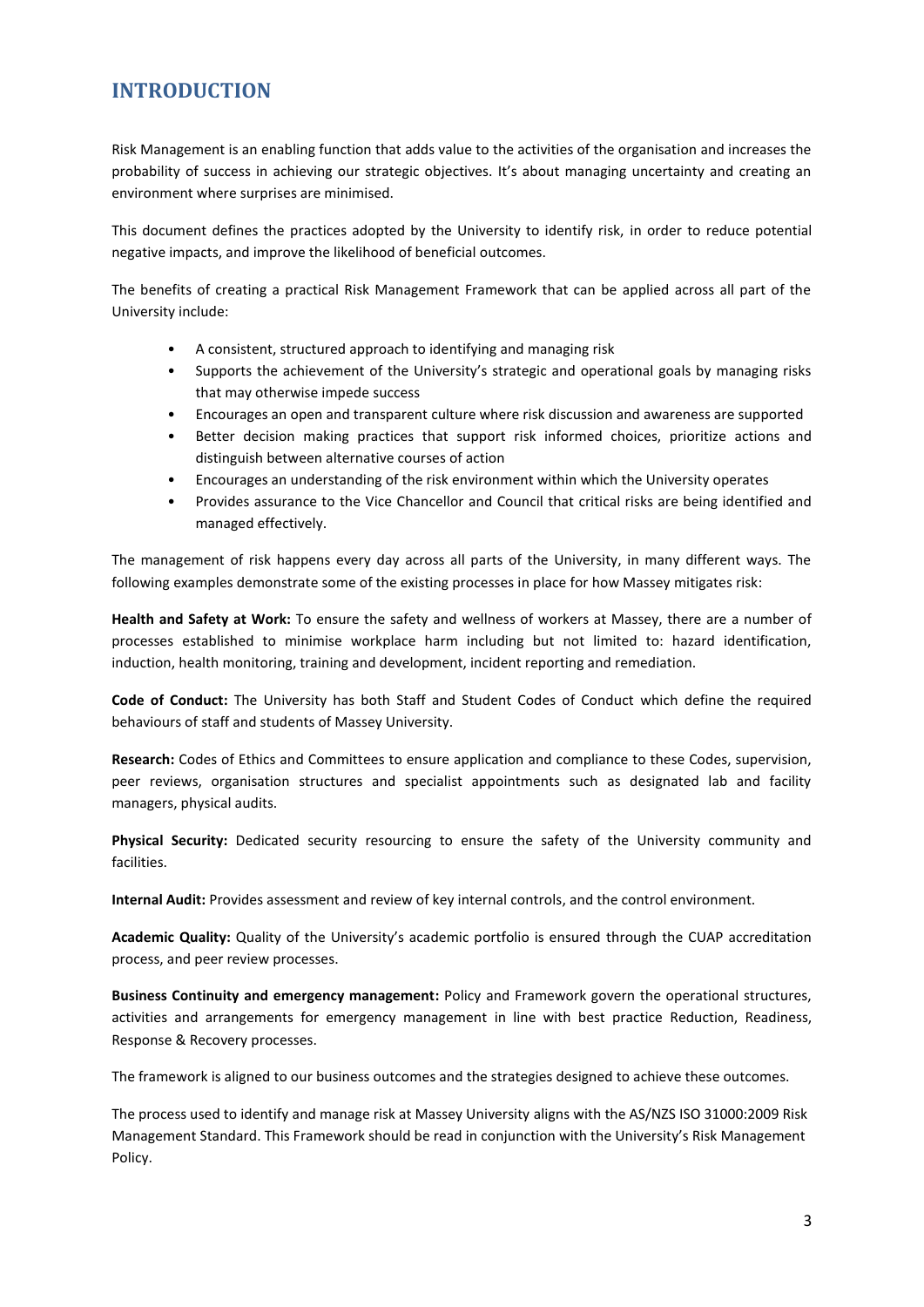# INTRODUCTION

Risk Management is an enabling function that adds value to the activities of the organisation and increases the probability of success in achieving our strategic objectives. It's about managing uncertainty and creating an environment where surprises are minimised.

This document defines the practices adopted by the University to identify risk, in order to reduce potential negative impacts, and improve the likelihood of beneficial outcomes.

The benefits of creating a practical Risk Management Framework that can be applied across all part of the University include:

- A consistent, structured approach to identifying and managing risk
- Supports the achievement of the University's strategic and operational goals by managing risks that may otherwise impede success
- Encourages an open and transparent culture where risk discussion and awareness are supported
- Better decision making practices that support risk informed choices, prioritize actions and distinguish between alternative courses of action
- Encourages an understanding of the risk environment within which the University operates
- Provides assurance to the Vice Chancellor and Council that critical risks are being identified and managed effectively.

The management of risk happens every day across all parts of the University, in many different ways. The following examples demonstrate some of the existing processes in place for how Massey mitigates risk:

**Health and Safety at Work:** To ensure the safety and wellness of workers at Massey, there are a number of processes established to minimise workplace harm including but not limited to: hazard identification, induction, health monitoring, training and development, incident reporting and remediation.

**Code of Conduct:** The University has both Staff and Student Codes of Conduct which define the required behaviours of staff and students of Massey University.

**Research:** Codes of Ethics and Committees to ensure application and compliance to these Codes, supervision, peer reviews, organisation structures and specialist appointments such as designated lab and facility managers, physical audits.

**Physical Security:** Dedicated security resourcing to ensure the safety of the University community and facilities.

**Internal Audit:** Provides assessment and review of key internal controls, and the control environment.

**Academic Quality:** Quality of the University's academic portfolio is ensured through the CUAP accreditation process, and peer review processes.

**Business Continuity and emergency management:** Policy and Framework govern the operational structures, activities and arrangements for emergency management in line with best practice Reduction, Readiness, Response & Recovery processes.

The framework is aligned to our business outcomes and the strategies designed to achieve these outcomes.

The process used to identify and manage risk at Massey University aligns with the AS/NZS ISO 31000:2009 Risk Management Standard. This Framework should be read in conjunction with the University's Risk Management Policy.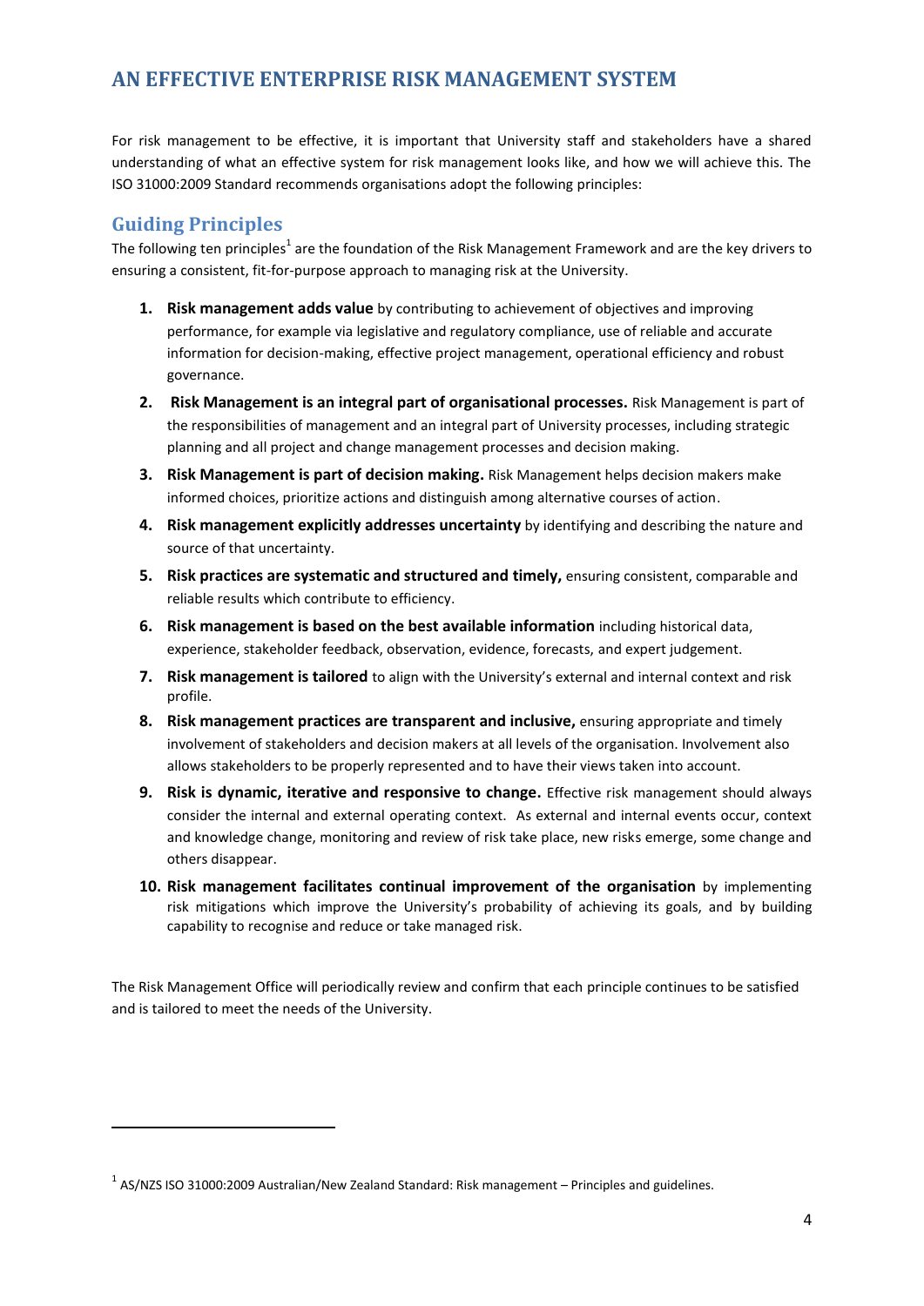## AN EFFECTIVE ENTERPRISE RISK MANAGEMENT SYSTEM

For risk management to be effective, it is important that University staff and stakeholders have a shared understanding of what an effective system for risk management looks like, and how we will achieve this. The ISO 31000:2009 Standard recommends organisations adopt the following principles:

### Guiding Principles

The following ten principles[1] are the foundation of the Risk Management Framework and are the key drivers to ensuring a consistent, fit-for-purpose approach to managing risk at the University.

1. **Risk management adds value** by contributing to achievement of objectives and improving performance, for example via legislative and regulatory compliance, use of reliable and accurate information for decision-making, effective project management, operational efficiency and robust governance.
2. **Risk Management is an integral part of organisational processes.** Risk Management is part of the responsibilities of management and an integral part of University processes, including strategic planning and all project and change management processes and decision making.
3. **Risk Management is part of decision making.** Risk Management helps decision makers make informed choices, prioritize actions and distinguish among alternative courses of action.
4. **Risk management explicitly addresses uncertainty** by identifying and describing the nature and source of that uncertainty.
5. **Risk practices are systematic and structured and timely,** ensuring consistent, comparable and reliable results which contribute to efficiency.
6. **Risk management is based on the best available information** including historical data, experience, stakeholder feedback, observation, evidence, forecasts, and expert judgement.
7. **Risk management is tailored** to align with the University's external and internal context and risk profile.
8. **Risk management practices are transparent and inclusive,** ensuring appropriate and timely involvement of stakeholders and decision makers at all levels of the organisation. Involvement also allows stakeholders to be properly represented and to have their views taken into account.
9. **Risk is dynamic, iterative and responsive to change.** Effective risk management should always consider the internal and external operating context. As external and internal events occur, context and knowledge change, monitoring and review of risk take place, new risks emerge, some change and others disappear.
10. **Risk management facilitates continual improvement of the organisation** by implementing risk mitigations which improve the University's probability of achieving its goals, and by building capability to recognise and reduce or take managed risk.

The Risk Management Office will periodically review and confirm that each principle continues to be satisfied and is tailored to meet the needs of the University.

---

[1] AS/NZS ISO 31000:2009 Australian/New Zealand Standard: Risk management – Principles and guidelines.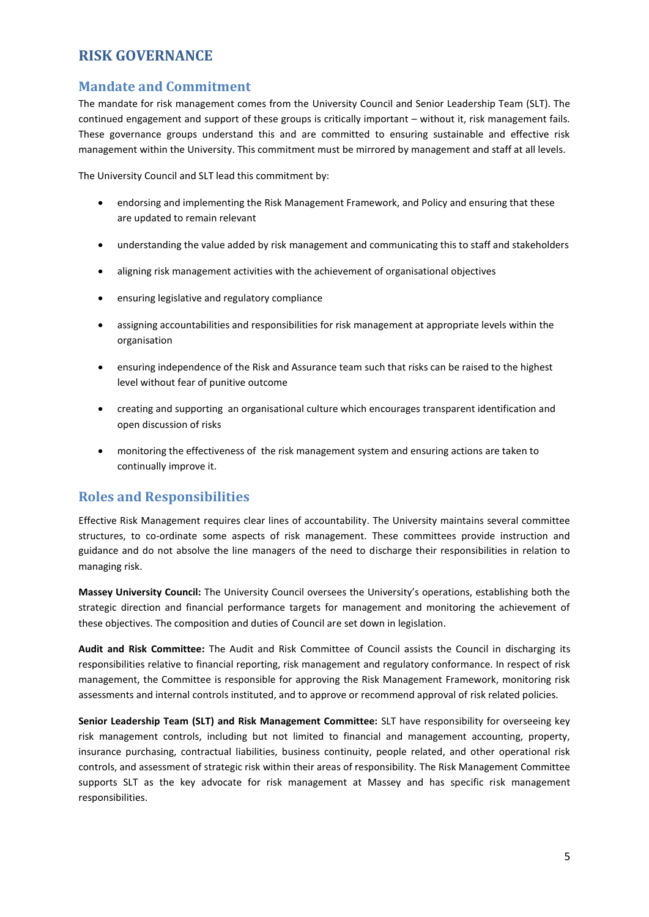# RISK GOVERNANCE

## Mandate and Commitment

The mandate for risk management comes from the University Council and Senior Leadership Team (SLT). The continued engagement and support of these groups is critically important – without it, risk management fails. These governance groups understand this and are committed to ensuring sustainable and effective risk management within the University. This commitment must be mirrored by management and staff at all levels.

The University Council and SLT lead this commitment by:

- endorsing and implementing the Risk Management Framework, and Policy and ensuring that these are updated to remain relevant
- understanding the value added by risk management and communicating this to staff and stakeholders
- aligning risk management activities with the achievement of organisational objectives
- ensuring legislative and regulatory compliance
- assigning accountabilities and responsibilities for risk management at appropriate levels within the organisation
- ensuring independence of the Risk and Assurance team such that risks can be raised to the highest level without fear of punitive outcome
- creating and supporting an organisational culture which encourages transparent identification and open discussion of risks
- monitoring the effectiveness of the risk management system and ensuring actions are taken to continually improve it.

## Roles and Responsibilities

Effective Risk Management requires clear lines of accountability. The University maintains several committee structures, to co-ordinate some aspects of risk management. These committees provide instruction and guidance and do not absolve the line managers of the need to discharge their responsibilities in relation to managing risk.

**Massey University Council:** The University Council oversees the University's operations, establishing both the strategic direction and financial performance targets for management and monitoring the achievement of these objectives. The composition and duties of Council are set down in legislation.

**Audit and Risk Committee:** The Audit and Risk Committee of Council assists the Council in discharging its responsibilities relative to financial reporting, risk management and regulatory conformance. In respect of risk management, the Committee is responsible for approving the Risk Management Framework, monitoring risk assessments and internal controls instituted, and to approve or recommend approval of risk related policies.

**Senior Leadership Team (SLT) and Risk Management Committee:** SLT have responsibility for overseeing key risk management controls, including but not limited to financial and management accounting, property, insurance purchasing, contractual liabilities, business continuity, people related, and other operational risk controls, and assessment of strategic risk within their areas of responsibility. The Risk Management Committee supports SLT as the key advocate for risk management at Massey and has specific risk management responsibilities.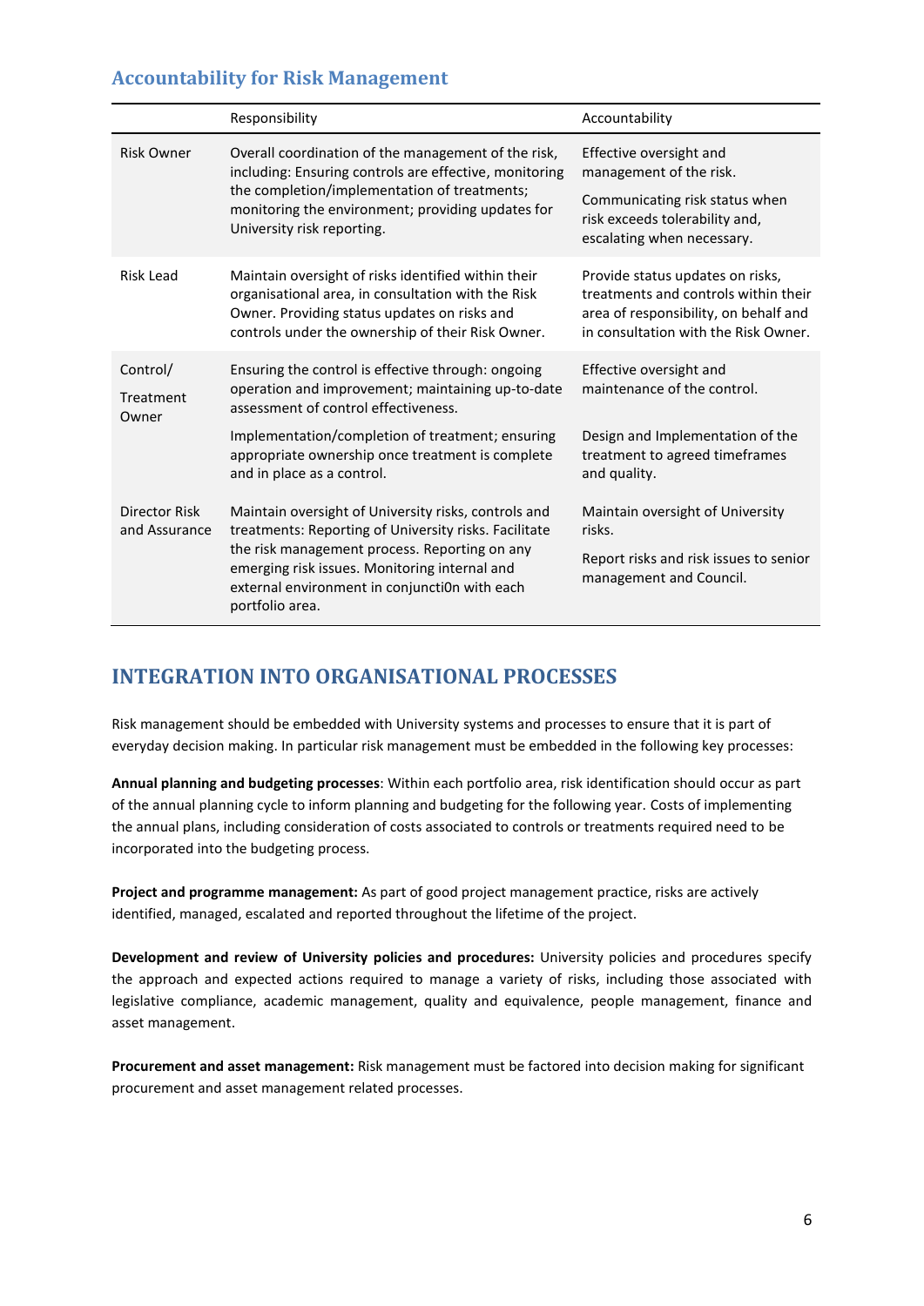### Accountability for Risk Management

| | Responsibility | Accountability |
|---|---|---|
| Risk Owner | Overall coordination of the management of the risk, including: Ensuring controls are effective, monitoring the completion/implementation of treatments; monitoring the environment; providing updates for University risk reporting. | Effective oversight and management of the risk.<br><br>Communicating risk status when risk exceeds tolerability and, escalating when necessary. |
| Risk Lead | Maintain oversight of risks identified within their organisational area, in consultation with the Risk Owner. Providing status updates on risks and controls under the ownership of their Risk Owner. | Provide status updates on risks, treatments and controls within their area of responsibility, on behalf and in consultation with the Risk Owner. |
| Control/<br><br>Treatment Owner | Ensuring the control is effective through: ongoing operation and improvement; maintaining up-to-date assessment of control effectiveness.<br><br>Implementation/completion of treatment; ensuring appropriate ownership once treatment is complete and in place as a control. | Effective oversight and maintenance of the control.<br><br>Design and Implementation of the treatment to agreed timeframes and quality. |
| Director Risk and Assurance | Maintain oversight of University risks, controls and treatments: Reporting of University risks. Facilitate the risk management process. Reporting on any emerging risk issues. Monitoring internal and external environment in conjuncti0n with each portfolio area. | Maintain oversight of University risks.<br><br>Report risks and risk issues to senior management and Council. |

## INTEGRATION INTO ORGANISATIONAL PROCESSES

Risk management should be embedded with University systems and processes to ensure that it is part of everyday decision making. In particular risk management must be embedded in the following key processes:

**Annual planning and budgeting processes**: Within each portfolio area, risk identification should occur as part of the annual planning cycle to inform planning and budgeting for the following year. Costs of implementing the annual plans, including consideration of costs associated to controls or treatments required need to be incorporated into the budgeting process.

**Project and programme management:** As part of good project management practice, risks are actively identified, managed, escalated and reported throughout the lifetime of the project.

**Development and review of University policies and procedures:** University policies and procedures specify the approach and expected actions required to manage a variety of risks, including those associated with legislative compliance, academic management, quality and equivalence, people management, finance and asset management.

**Procurement and asset management:** Risk management must be factored into decision making for significant procurement and asset management related processes.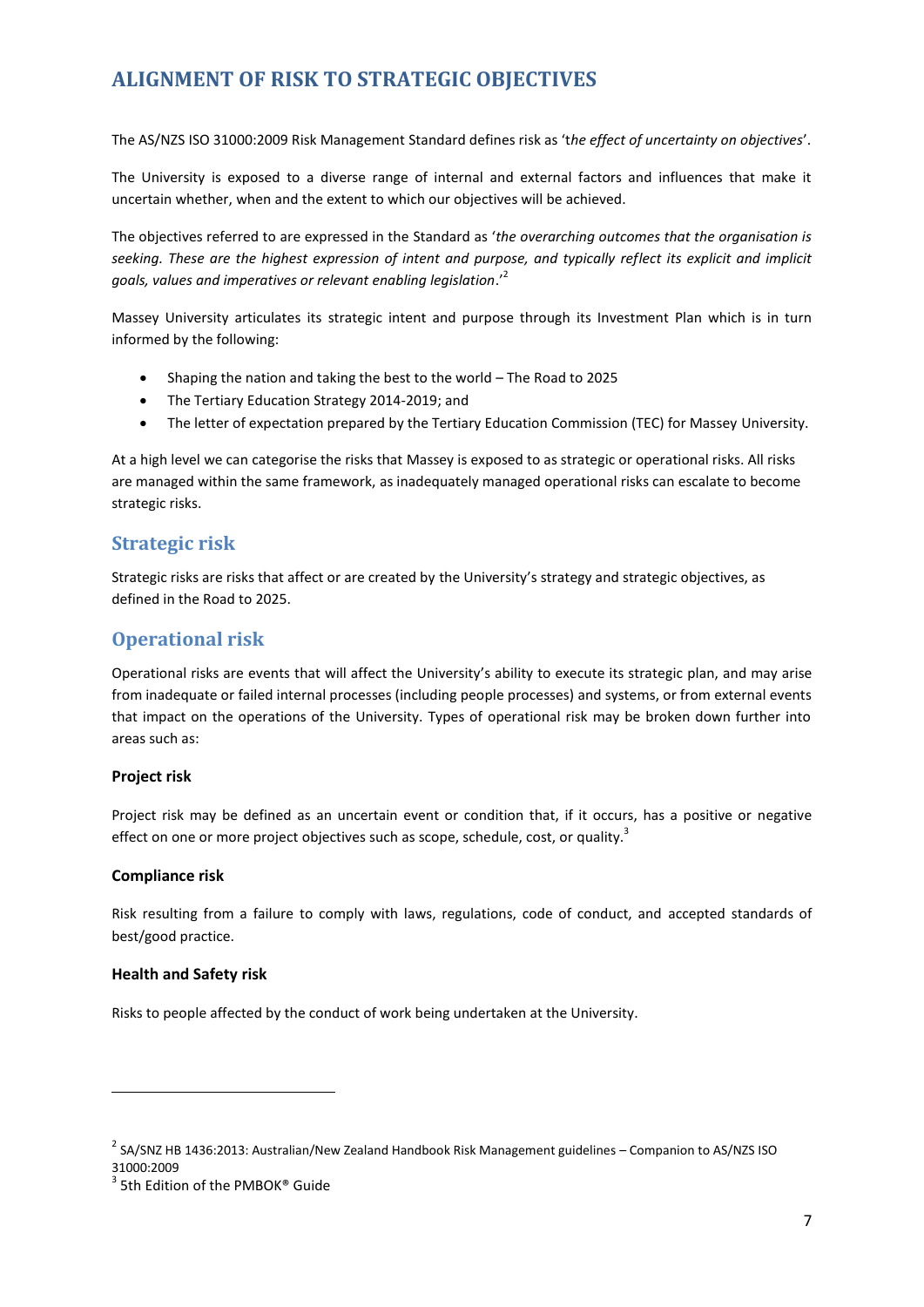# ALIGNMENT OF RISK TO STRATEGIC OBJECTIVES

The AS/NZS ISO 31000:2009 Risk Management Standard defines risk as '*the effect of uncertainty on objectives*'.

The University is exposed to a diverse range of internal and external factors and influences that make it uncertain whether, when and the extent to which our objectives will be achieved.

The objectives referred to are expressed in the Standard as '*the overarching outcomes that the organisation is seeking. These are the highest expression of intent and purpose, and typically reflect its explicit and implicit goals, values and imperatives or relevant enabling legislation*.'[2]

Massey University articulates its strategic intent and purpose through its Investment Plan which is in turn informed by the following:

- Shaping the nation and taking the best to the world – The Road to 2025
- The Tertiary Education Strategy 2014-2019; and
- The letter of expectation prepared by the Tertiary Education Commission (TEC) for Massey University.

At a high level we can categorise the risks that Massey is exposed to as strategic or operational risks. All risks are managed within the same framework, as inadequately managed operational risks can escalate to become strategic risks.

## Strategic risk

Strategic risks are risks that affect or are created by the University's strategy and strategic objectives, as defined in the Road to 2025.

## Operational risk

Operational risks are events that will affect the University's ability to execute its strategic plan, and may arise from inadequate or failed internal processes (including people processes) and systems, or from external events that impact on the operations of the University. Types of operational risk may be broken down further into areas such as:

### Project risk

Project risk may be defined as an uncertain event or condition that, if it occurs, has a positive or negative effect on one or more project objectives such as scope, schedule, cost, or quality.[3]

### Compliance risk

Risk resulting from a failure to comply with laws, regulations, code of conduct, and accepted standards of best/good practice.

### Health and Safety risk

Risks to people affected by the conduct of work being undertaken at the University.

---

[2] SA/SNZ HB 1436:2013: Australian/New Zealand Handbook Risk Management guidelines – Companion to AS/NZS ISO 31000:2009

[3] 5th Edition of the PMBOK® Guide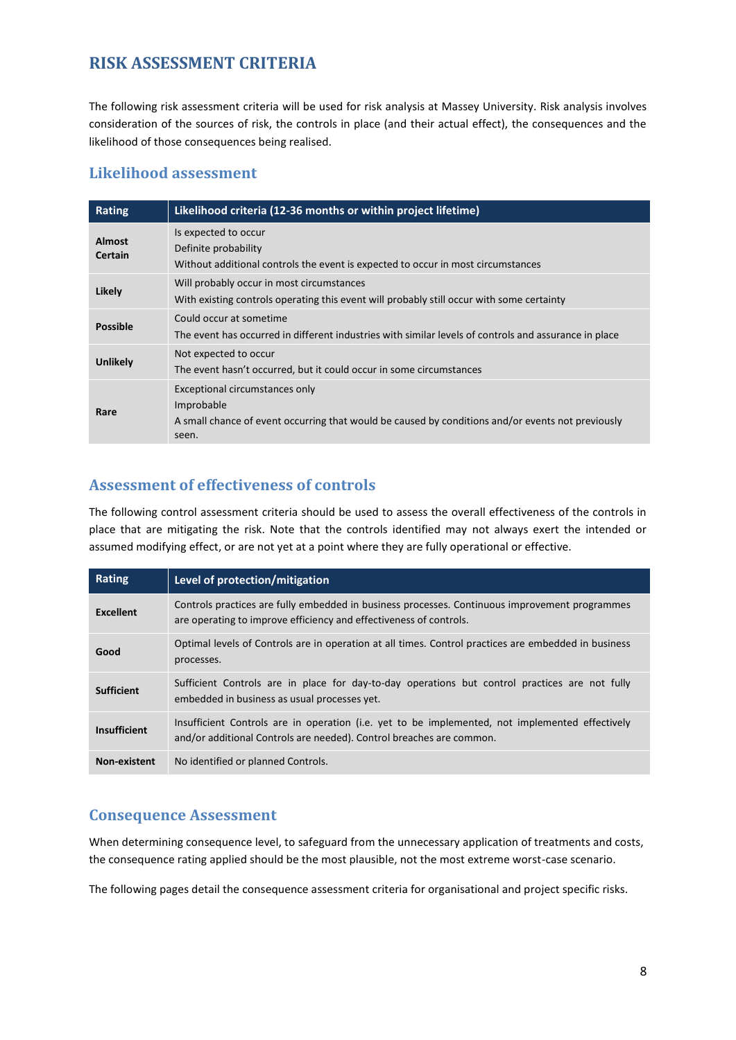# RISK ASSESSMENT CRITERIA

The following risk assessment criteria will be used for risk analysis at Massey University. Risk analysis involves consideration of the sources of risk, the controls in place (and their actual effect), the consequences and the likelihood of those consequences being realised.

## Likelihood assessment

| Rating | Likelihood criteria (12-36 months or within project lifetime) |
|---|---|
| **Almost Certain** | Is expected to occur<br>Definite probability<br>Without additional controls the event is expected to occur in most circumstances |
| **Likely** | Will probably occur in most circumstances<br>With existing controls operating this event will probably still occur with some certainty |
| **Possible** | Could occur at sometime<br>The event has occurred in different industries with similar levels of controls and assurance in place |
| **Unlikely** | Not expected to occur<br>The event hasn't occurred, but it could occur in some circumstances |
| **Rare** | Exceptional circumstances only<br>Improbable<br>A small chance of event occurring that would be caused by conditions and/or events not previously seen. |

## Assessment of effectiveness of controls

The following control assessment criteria should be used to assess the overall effectiveness of the controls in place that are mitigating the risk. Note that the controls identified may not always exert the intended or assumed modifying effect, or are not yet at a point where they are fully operational or effective.

| Rating | Level of protection/mitigation |
|---|---|
| **Excellent** | Controls practices are fully embedded in business processes. Continuous improvement programmes are operating to improve efficiency and effectiveness of controls. |
| **Good** | Optimal levels of Controls are in operation at all times. Control practices are embedded in business processes. |
| **Sufficient** | Sufficient Controls are in place for day-to-day operations but control practices are not fully embedded in business as usual processes yet. |
| **Insufficient** | Insufficient Controls are in operation (i.e. yet to be implemented, not implemented effectively and/or additional Controls are needed). Control breaches are common. |
| **Non-existent** | No identified or planned Controls. |

## Consequence Assessment

When determining consequence level, to safeguard from the unnecessary application of treatments and costs, the consequence rating applied should be the most plausible, not the most extreme worst-case scenario.

The following pages detail the consequence assessment criteria for organisational and project specific risks.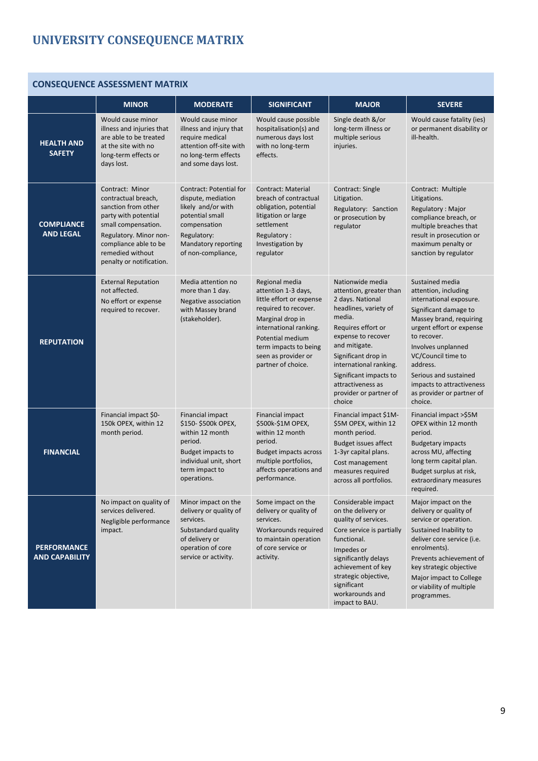# UNIVERSITY CONSEQUENCE MATRIX

## CONSEQUENCE ASSESSMENT MATRIX

| | MINOR | MODERATE | SIGNIFICANT | MAJOR | SEVERE |
|---|---|---|---|---|---|
| **HEALTH AND SAFETY** | Would cause minor illness and injuries that are able to be treated at the site with no long-term effects or days lost. | Would cause minor illness and injury that require medical attention off-site with no long-term effects and some days lost. | Would cause possible hospitalisation(s) and numerous days lost with no long-term effects. | Single death &/or long-term illness or multiple serious injuries. | Would cause fatality (ies) or permanent disability or ill-health. |
| **COMPLIANCE AND LEGAL** | Contract: Minor contractual breach, sanction from other party with potential small compensation. Regulatory. Minor non-compliance able to be remedied without penalty or notification. | Contract: Potential for dispute, mediation likely and/or with potential small compensation Regulatory: Mandatory reporting of non-compliance, | Contract: Material breach of contractual obligation, potential litigation or large settlement Regulatory : Investigation by regulator | Contract: Single Litigation. Regulatory: Sanction or prosecution by regulator | Contract: Multiple Litigations. Regulatory : Major compliance breach, or multiple breaches that result in prosecution or maximum penalty or sanction by regulator |
| **REPUTATION** | External Reputation not affected. No effort or expense required to recover. | Media attention no more than 1 day. Negative association with Massey brand (stakeholder). | Regional media attention 1-3 days, little effort or expense required to recover. Marginal drop in international ranking. Potential medium term impacts to being seen as provider or partner of choice. | Nationwide media attention, greater than 2 days. National headlines, variety of media. Requires effort or expense to recover and mitigate. Significant drop in international ranking. Significant impacts to attractiveness as provider or partner of choice | Sustained media attention, including international exposure. Significant damage to Massey brand, requiring urgent effort or expense to recover. Involves unplanned VC/Council time to address. Serious and sustained impacts to attractiveness as provider or partner of choice. |
| **FINANCIAL** | Financial impact $0-150k OPEX, within 12 month period. | Financial impact $150- $500k OPEX, within 12 month period. Budget impacts to individual unit, short term impact to operations. | Financial impact $500k-$1M OPEX, within 12 month period. Budget impacts across multiple portfolios, affects operations and performance. | Financial impact $1M-$5M OPEX, within 12 month period. Budget issues affect 1-3yr capital plans. Cost management measures required across all portfolios. | Financial impact >$5M OPEX within 12 month period. Budgetary impacts across MU, affecting long term capital plan. Budget surplus at risk, extraordinary measures required. |
| **PERFORMANCE AND CAPABILITY** | No impact on quality of services delivered. Negligible performance impact. | Minor impact on the delivery or quality of services. Substandard quality of delivery or operation of core service or activity. | Some impact on the delivery or quality of services. Workarounds required to maintain operation of core service or activity. | Considerable impact on the delivery or quality of services. Core service is partially functional. Impedes or significantly delays achievement of key strategic objective, significant workarounds and impact to BAU. | Major impact on the delivery or quality of service or operation. Sustained Inability to deliver core service (i.e. enrolments). Prevents achievement of key strategic objective Major impact to College or viability of multiple programmes. |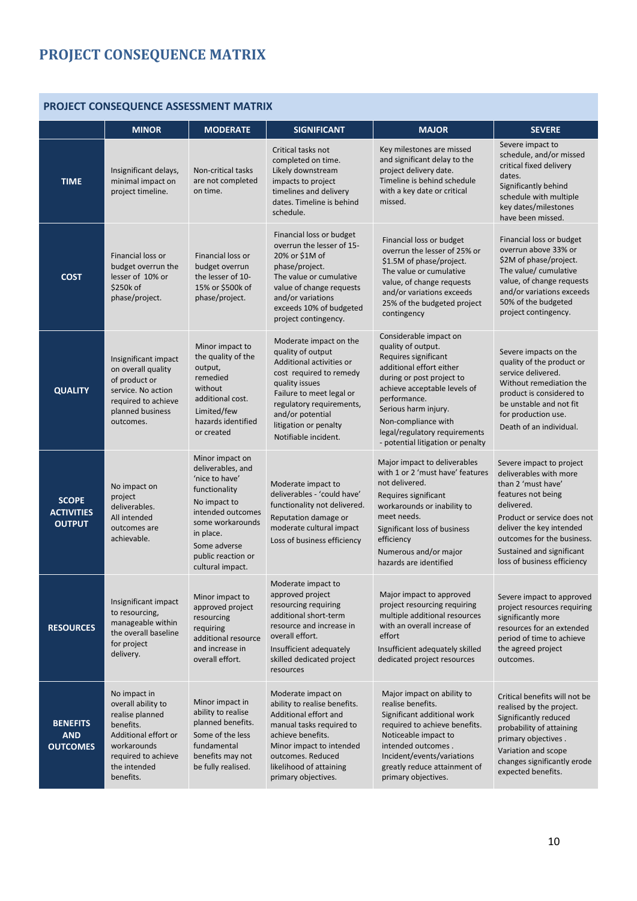# PROJECT CONSEQUENCE MATRIX

## PROJECT CONSEQUENCE ASSESSMENT MATRIX

| | MINOR | MODERATE | SIGNIFICANT | MAJOR | SEVERE |
|---|---|---|---|---|---|
| **TIME** | Insignificant delays, minimal impact on project timeline. | Non-critical tasks are not completed on time. | Critical tasks not completed on time. Likely downstream impacts to project timelines and delivery dates. Timeline is behind schedule. | Key milestones are missed and significant delay to the project delivery date. Timeline is behind schedule with a key date or critical missed. | Severe impact to schedule, and/or missed critical fixed delivery dates. Significantly behind schedule with multiple key dates/milestones have been missed. |
| **COST** | Financial loss or budget overrun the lesser of 10% or $250k of phase/project. | Financial loss or budget overrun the lesser of 10-15% or $500k of phase/project. | Financial loss or budget overrun the lesser of 15-20% or $1M of phase/project. The value or cumulative value of change requests and/or variations exceeds 10% of budgeted project contingency. | Financial loss or budget overrun the lesser of 25% or $1.5M of phase/project. The value or cumulative value, of change requests and/or variations exceeds 25% of the budgeted project contingency | Financial loss or budget overrun above 33% or $2M of phase/project. The value/ cumulative value, of change requests and/or variations exceeds 50% of the budgeted project contingency. |
| **QUALITY** | Insignificant impact on overall quality of product or service. No action required to achieve planned business outcomes. | Minor impact to the quality of the output, remedied without additional cost. Limited/few hazards identified or created | Moderate impact on the quality of output Additional activities or cost required to remedy quality issues Failure to meet legal or regulatory requirements, and/or potential litigation or penalty Notifiable incident. | Considerable impact on quality of output. Requires significant additional effort either during or post project to achieve acceptable levels of performance. Serious harm injury. Non-compliance with legal/regulatory requirements - potential litigation or penalty | Severe impacts on the quality of the product or service delivered. Without remediation the product is considered to be unstable and not fit for production use. Death of an individual. |
| **SCOPE ACTIVITIES OUTPUT** | No impact on project deliverables. All intended outcomes are achievable. | Minor impact on deliverables, and 'nice to have' functionality No impact to intended outcomes some workarounds in place. Some adverse public reaction or cultural impact. | Moderate impact to deliverables - 'could have' functionality not delivered. Reputation damage or moderate cultural impact Loss of business efficiency | Major impact to deliverables with 1 or 2 'must have' features not delivered. Requires significant workarounds or inability to meet needs. Significant loss of business efficiency Numerous and/or major hazards are identified | Severe impact to project deliverables with more than 2 'must have' features not being delivered. Product or service does not deliver the key intended outcomes for the business. Sustained and significant loss of business efficiency |
| **RESOURCES** | Insignificant impact to resourcing, manageable within the overall baseline for project delivery. | Minor impact to approved project resourcing requiring additional resource and increase in overall effort. | Moderate impact to approved project resourcing requiring additional short-term resource and increase in overall effort. Insufficient adequately skilled dedicated project resources | Major impact to approved project resourcing requiring multiple additional resources with an overall increase of effort Insufficient adequately skilled dedicated project resources | Severe impact to approved project resources requiring significantly more resources for an extended period of time to achieve the agreed project outcomes. |
| **BENEFITS AND OUTCOMES** | No impact in overall ability to realise planned benefits. Additional effort or workarounds required to achieve the intended benefits. | Minor impact in ability to realise planned benefits. Some of the less fundamental benefits may not be fully realised. | Moderate impact on ability to realise benefits. Additional effort and manual tasks required to achieve benefits. Minor impact to intended outcomes. Reduced likelihood of attaining primary objectives. | Major impact on ability to realise benefits. Significant additional work required to achieve benefits. Noticeable impact to intended outcomes . Incident/events/variations greatly reduce attainment of primary objectives. | Critical benefits will not be realised by the project. Significantly reduced probability of attaining primary objectives . Variation and scope changes significantly erode expected benefits. |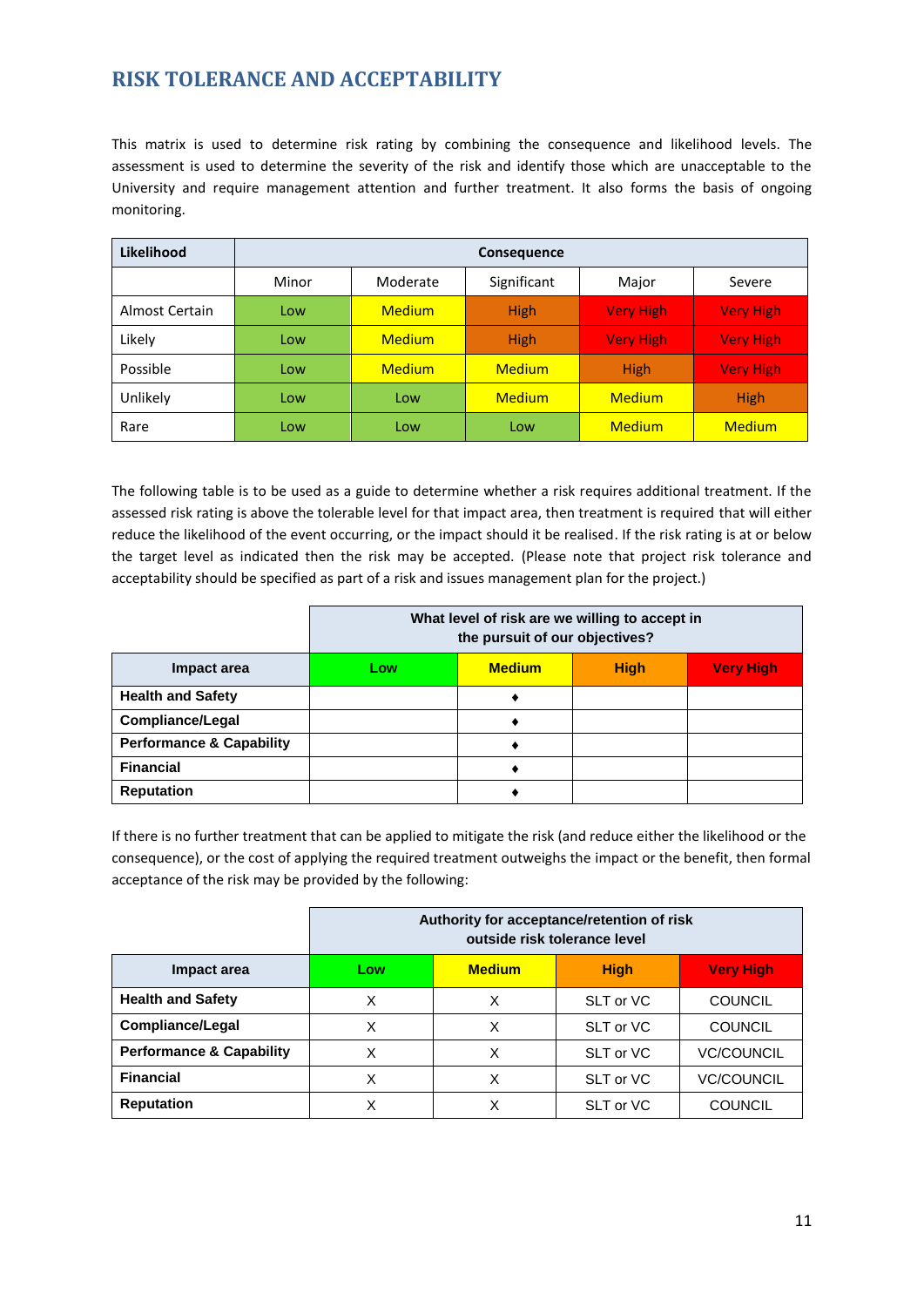## RISK TOLERANCE AND ACCEPTABILITY

This matrix is used to determine risk rating by combining the consequence and likelihood levels. The assessment is used to determine the severity of the risk and identify those which are unacceptable to the University and require management attention and further treatment. It also forms the basis of ongoing monitoring.

| Likelihood | Consequence | | | | |
|---|---|---|---|---|---|
| | Minor | Moderate | Significant | Major | Severe |
| Almost Certain | Low | Medium | High | Very High | Very High |
| Likely | Low | Medium | High | Very High | Very High |
| Possible | Low | Medium | Medium | High | Very High |
| Unlikely | Low | Low | Medium | Medium | High |
| Rare | Low | Low | Low | Medium | Medium |

The following table is to be used as a guide to determine whether a risk requires additional treatment. If the assessed risk rating is above the tolerable level for that impact area, then treatment is required that will either reduce the likelihood of the event occurring, or the impact should it be realised. If the risk rating is at or below the target level as indicated then the risk may be accepted. (Please note that project risk tolerance and acceptability should be specified as part of a risk and issues management plan for the project.)

| | What level of risk are we willing to accept in the pursuit of our objectives? | | | |
|---|---|---|---|---|
| **Impact area** | **Low** | **Medium** | **High** | **Very High** |
| **Health and Safety** | | ♦ | | |
| **Compliance/Legal** | | ♦ | | |
| **Performance & Capability** | | ♦ | | |
| **Financial** | | ♦ | | |
| **Reputation** | | ♦ | | |

If there is no further treatment that can be applied to mitigate the risk (and reduce either the likelihood or the consequence), or the cost of applying the required treatment outweighs the impact or the benefit, then formal acceptance of the risk may be provided by the following:

| | Authority for acceptance/retention of risk outside risk tolerance level | | | |
|---|---|---|---|---|
| **Impact area** | **Low** | **Medium** | **High** | **Very High** |
| **Health and Safety** | X | X | SLT or VC | COUNCIL |
| **Compliance/Legal** | X | X | SLT or VC | COUNCIL |
| **Performance & Capability** | X | X | SLT or VC | VC/COUNCIL |
| **Financial** | X | X | SLT or VC | VC/COUNCIL |
| **Reputation** | X | X | SLT or VC | COUNCIL |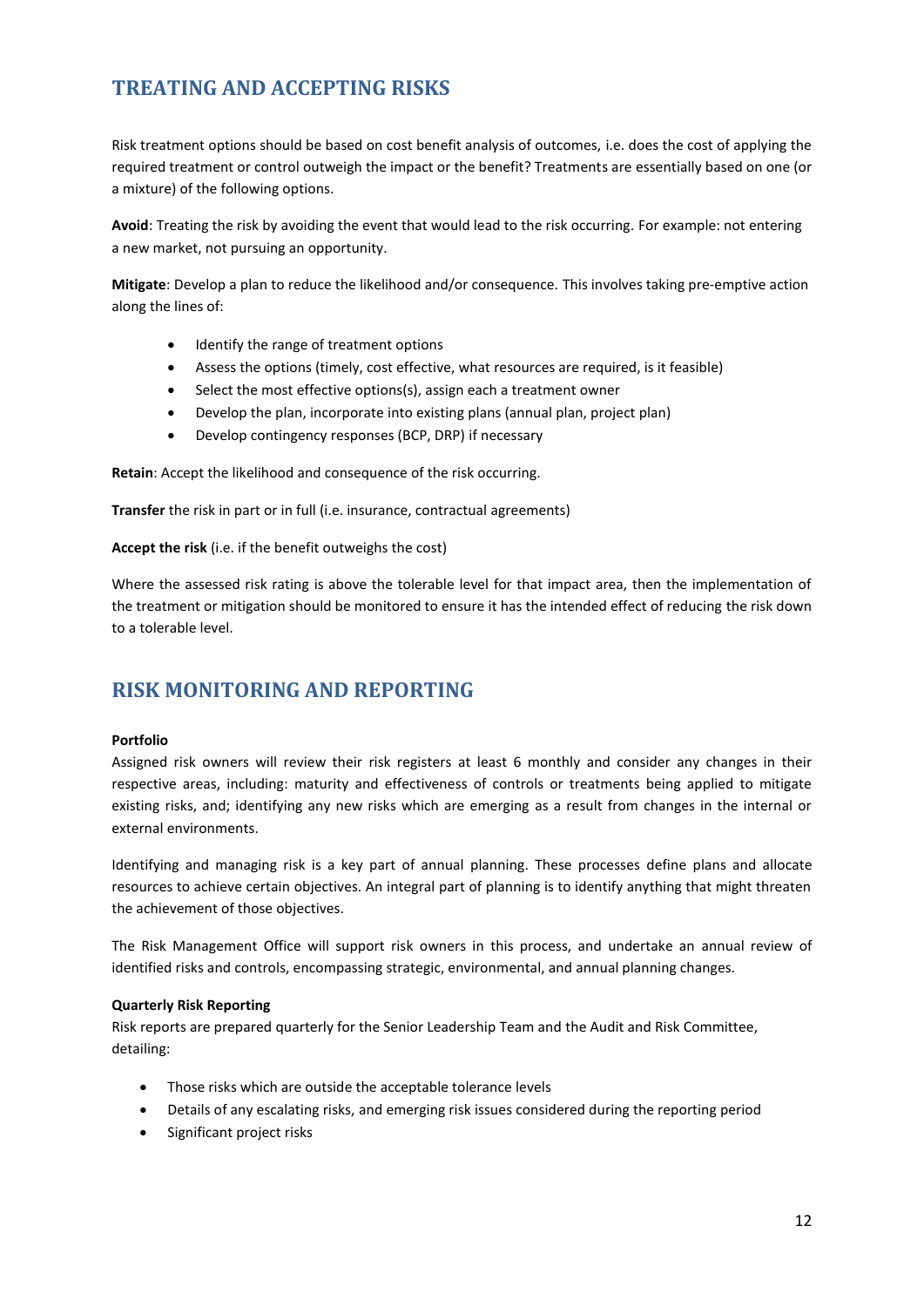## TREATING AND ACCEPTING RISKS

Risk treatment options should be based on cost benefit analysis of outcomes, i.e. does the cost of applying the required treatment or control outweigh the impact or the benefit? Treatments are essentially based on one (or a mixture) of the following options.

**Avoid**: Treating the risk by avoiding the event that would lead to the risk occurring. For example: not entering a new market, not pursuing an opportunity.

**Mitigate**: Develop a plan to reduce the likelihood and/or consequence. This involves taking pre-emptive action along the lines of:

- Identify the range of treatment options
- Assess the options (timely, cost effective, what resources are required, is it feasible)
- Select the most effective options(s), assign each a treatment owner
- Develop the plan, incorporate into existing plans (annual plan, project plan)
- Develop contingency responses (BCP, DRP) if necessary

**Retain**: Accept the likelihood and consequence of the risk occurring.

**Transfer** the risk in part or in full (i.e. insurance, contractual agreements)

**Accept the risk** (i.e. if the benefit outweighs the cost)

Where the assessed risk rating is above the tolerable level for that impact area, then the implementation of the treatment or mitigation should be monitored to ensure it has the intended effect of reducing the risk down to a tolerable level.

## RISK MONITORING AND REPORTING

**Portfolio**

Assigned risk owners will review their risk registers at least 6 monthly and consider any changes in their respective areas, including: maturity and effectiveness of controls or treatments being applied to mitigate existing risks, and; identifying any new risks which are emerging as a result from changes in the internal or external environments.

Identifying and managing risk is a key part of annual planning. These processes define plans and allocate resources to achieve certain objectives. An integral part of planning is to identify anything that might threaten the achievement of those objectives.

The Risk Management Office will support risk owners in this process, and undertake an annual review of identified risks and controls, encompassing strategic, environmental, and annual planning changes.

**Quarterly Risk Reporting**

Risk reports are prepared quarterly for the Senior Leadership Team and the Audit and Risk Committee, detailing:

- Those risks which are outside the acceptable tolerance levels
- Details of any escalating risks, and emerging risk issues considered during the reporting period
- Significant project risks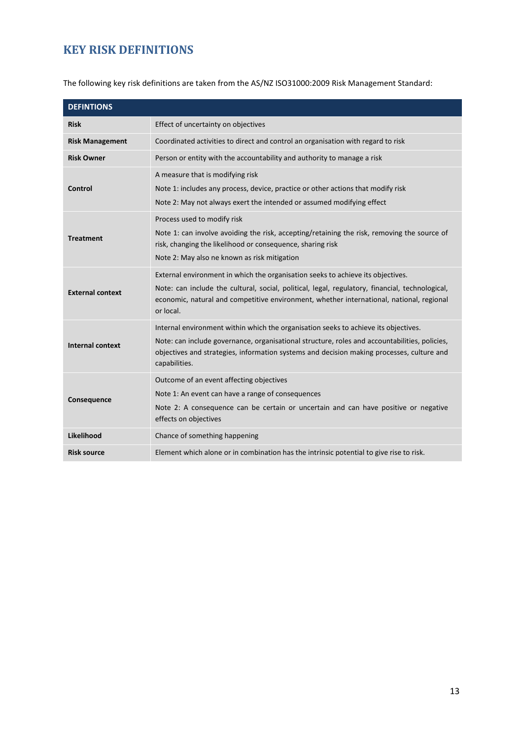## KEY RISK DEFINITIONS

The following key risk definitions are taken from the AS/NZ ISO31000:2009 Risk Management Standard:

| DEFINTIONS | |
|---|---|
| **Risk** | Effect of uncertainty on objectives |
| **Risk Management** | Coordinated activities to direct and control an organisation with regard to risk |
| **Risk Owner** | Person or entity with the accountability and authority to manage a risk |
| **Control** | A measure that is modifying risk<br>Note 1: includes any process, device, practice or other actions that modify risk<br>Note 2: May not always exert the intended or assumed modifying effect |
| **Treatment** | Process used to modify risk<br>Note 1: can involve avoiding the risk, accepting/retaining the risk, removing the source of risk, changing the likelihood or consequence, sharing risk<br>Note 2: May also ne known as risk mitigation |
| **External context** | External environment in which the organisation seeks to achieve its objectives.<br>Note: can include the cultural, social, political, legal, regulatory, financial, technological, economic, natural and competitive environment, whether international, national, regional or local. |
| **Internal context** | Internal environment within which the organisation seeks to achieve its objectives.<br>Note: can include governance, organisational structure, roles and accountabilities, policies, objectives and strategies, information systems and decision making processes, culture and capabilities. |
| **Consequence** | Outcome of an event affecting objectives<br>Note 1: An event can have a range of consequences<br>Note 2: A consequence can be certain or uncertain and can have positive or negative effects on objectives |
| **Likelihood** | Chance of something happening |
| **Risk source** | Element which alone or in combination has the intrinsic potential to give rise to risk. |